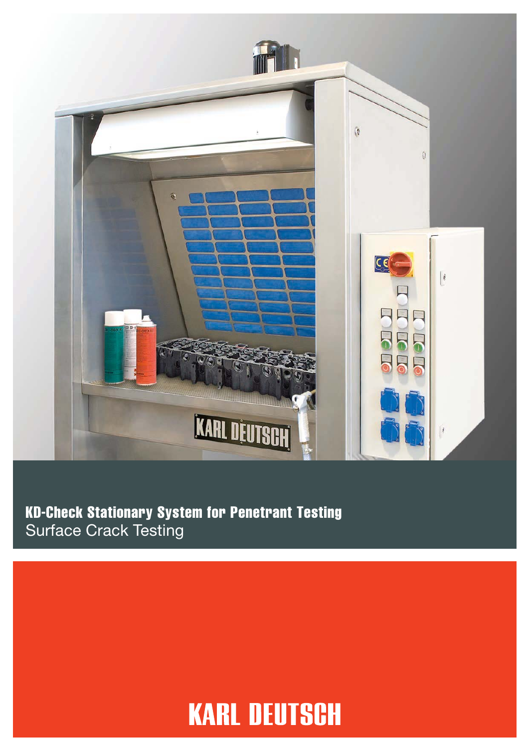# KD-Check Stationary System for Penetrant Testing

Surface Crack Testing

KARL DEUTSCH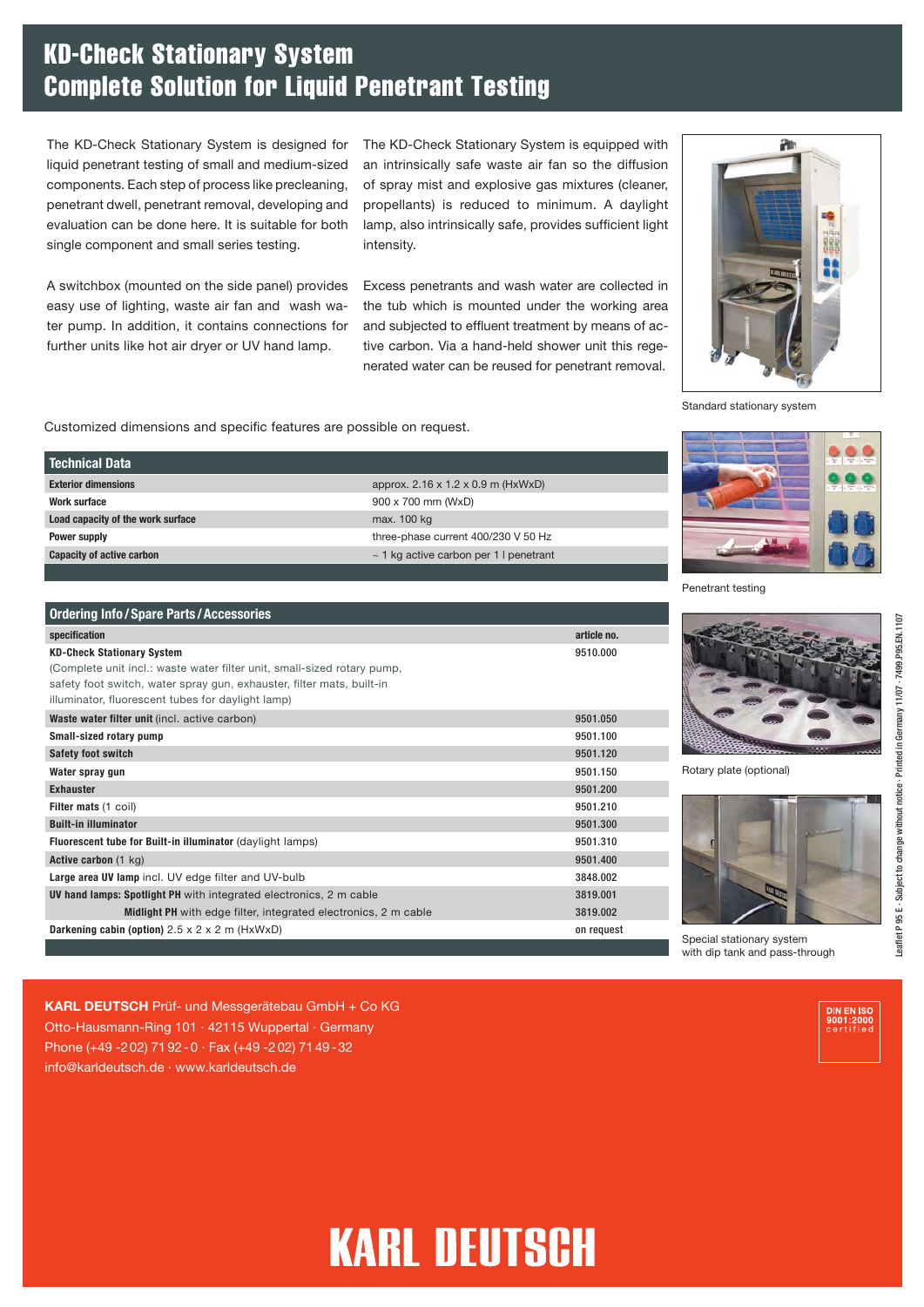# KD-Check Stationary System
# Complete Solution for Liquid Penetrant Testing

The KD-Check Stationary System is designed for liquid penetrant testing of small and medium-sized components. Each step of process like precleaning, penetrant dwell, penetrant removal, developing and evaluation can be done here. It is suitable for both single component and small series testing.

A switchbox (mounted on the side panel) provides easy use of lighting, waste air fan and wash water pump. In addition, it contains connections for further units like hot air dryer or UV hand lamp.

The KD-Check Stationary System is equipped with an intrinsically safe waste air fan so the diffusion of spray mist and explosive gas mixtures (cleaner, propellants) is reduced to minimum. A daylight lamp, also intrinsically safe, provides sufficient light intensity.

Excess penetrants and wash water are collected in the tub which is mounted under the working area and subjected to effluent treatment by means of active carbon. Via a hand-held shower unit this regenerated water can be reused for penetrant removal.

Standard stationary system

Customized dimensions and specific features are possible on request.

## Technical Data

| | |
|---|---|
| **Exterior dimensions** | approx. 2.16 x 1.2 x 0.9 m (HxWxD) |
| **Work surface** | 900 x 700 mm (WxD) |
| **Load capacity of the work surface** | max. 100 kg |
| **Power supply** | three-phase current 400/230 V 50 Hz |
| **Capacity of active carbon** | ~ 1 kg active carbon per 1 l penetrant |

Penetrant testing

## Ordering Info / Spare Parts / Accessories

| specification | article no. |
|---|---|
| **KD-Check Stationary System** (Complete unit incl.: waste water filter unit, small-sized rotary pump, safety foot switch, water spray gun, exhauster, filter mats, built-in illuminator, fluorescent tubes for daylight lamp) | 9510.000 |
| **Waste water filter unit** (incl. active carbon) | 9501.050 |
| **Small-sized rotary pump** | 9501.100 |
| **Safety foot switch** | 9501.120 |
| **Water spray gun** | 9501.150 |
| **Exhauster** | 9501.200 |
| **Filter mats** (1 coil) | 9501.210 |
| **Built-in illuminator** | 9501.300 |
| **Fluorescent tube for Built-in illuminator** (daylight lamps) | 9501.310 |
| **Active carbon** (1 kg) | 9501.400 |
| **Large area UV lamp** incl. UV edge filter and UV-bulb | 3848.002 |
| **UV hand lamps: Spotlight PH** with integrated electronics, 2 m cable | 3819.001 |
| **Midlight PH** with edge filter, integrated electronics, 2 m cable | 3819.002 |
| **Darkening cabin (option)** 2.5 x 2 x 2 m (HxWxD) | on request |

Rotary plate (optional)

Special stationary system with dip tank and pass-through

Leaflet P 95 E · Subject to change without notice · Printed in Germany 11/07 · 7499.P95.EN.1107

**KARL DEUTSCH** Prüf- und Messgerätebau GmbH + Co KG
Otto-Hausmann-Ring 101 · 42115 Wuppertal · Germany
Phone (+49 -202) 7192-0 · Fax (+49 -202) 7149-32
info@karldeutsch.de · www.karldeutsch.de

DIN EN ISO 9001:2000 certified

KARL DEUTSCH